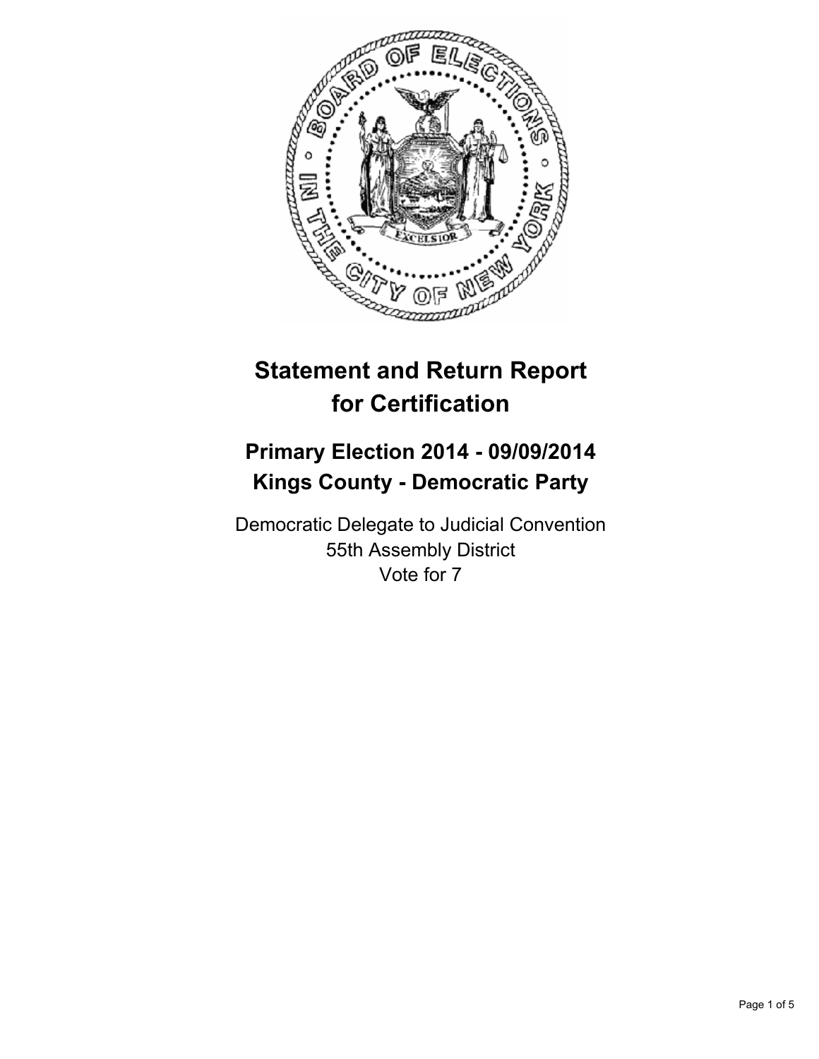# Statement and Return Report for Certification

## Primary Election 2014 - 09/09/2014
## Kings County - Democratic Party

Democratic Delegate to Judicial Convention
55th Assembly District
Vote for 7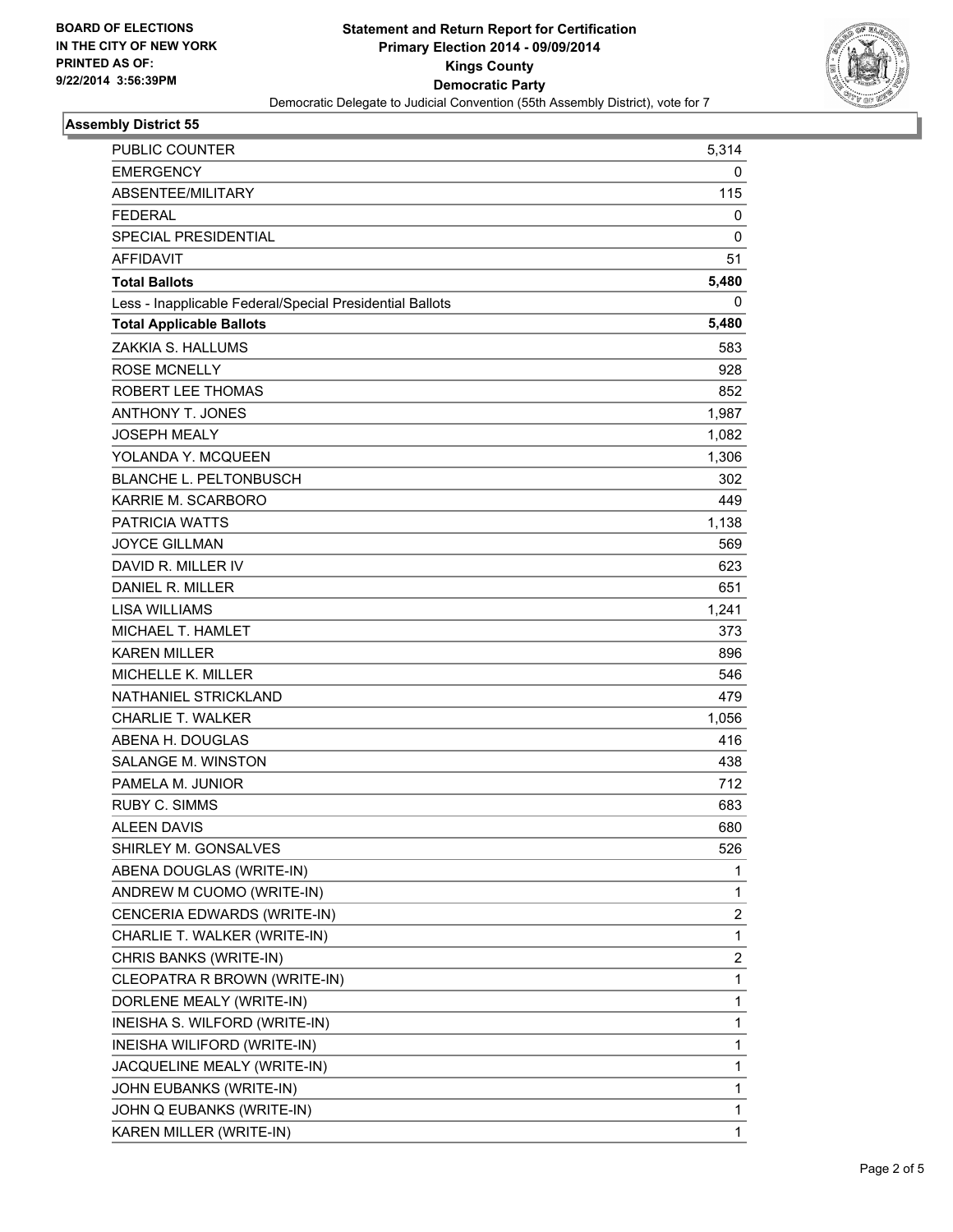**Statement and Return Report for Certification**
**Primary Election 2014 - 09/09/2014**
**Kings County**
**Democratic Party**
Democratic Delegate to Judicial Convention (55th Assembly District), vote for 7

BOARD OF ELECTIONS IN THE CITY OF NEW YORK PRINTED AS OF: 9/22/2014 3:56:39PM

## Assembly District 55

| | |
|---|---|
| PUBLIC COUNTER | 5,314 |
| EMERGENCY | 0 |
| ABSENTEE/MILITARY | 115 |
| FEDERAL | 0 |
| SPECIAL PRESIDENTIAL | 0 |
| AFFIDAVIT | 51 |
| **Total Ballots** | **5,480** |
| Less - Inapplicable Federal/Special Presidential Ballots | 0 |
| **Total Applicable Ballots** | **5,480** |
| ZAKKIA S. HALLUMS | 583 |
| ROSE MCNELLY | 928 |
| ROBERT LEE THOMAS | 852 |
| ANTHONY T. JONES | 1,987 |
| JOSEPH MEALY | 1,082 |
| YOLANDA Y. MCQUEEN | 1,306 |
| BLANCHE L. PELTONBUSCH | 302 |
| KARRIE M. SCARBORO | 449 |
| PATRICIA WATTS | 1,138 |
| JOYCE GILLMAN | 569 |
| DAVID R. MILLER IV | 623 |
| DANIEL R. MILLER | 651 |
| LISA WILLIAMS | 1,241 |
| MICHAEL T. HAMLET | 373 |
| KAREN MILLER | 896 |
| MICHELLE K. MILLER | 546 |
| NATHANIEL STRICKLAND | 479 |
| CHARLIE T. WALKER | 1,056 |
| ABENA H. DOUGLAS | 416 |
| SALANGE M. WINSTON | 438 |
| PAMELA M. JUNIOR | 712 |
| RUBY C. SIMMS | 683 |
| ALEEN DAVIS | 680 |
| SHIRLEY M. GONSALVES | 526 |
| ABENA DOUGLAS (WRITE-IN) | 1 |
| ANDREW M CUOMO (WRITE-IN) | 1 |
| CENCERIA EDWARDS (WRITE-IN) | 2 |
| CHARLIE T. WALKER (WRITE-IN) | 1 |
| CHRIS BANKS (WRITE-IN) | 2 |
| CLEOPATRA R BROWN (WRITE-IN) | 1 |
| DORLENE MEALY (WRITE-IN) | 1 |
| INEISHA S. WILFORD (WRITE-IN) | 1 |
| INEISHA WILIFORD (WRITE-IN) | 1 |
| JACQUELINE MEALY (WRITE-IN) | 1 |
| JOHN EUBANKS (WRITE-IN) | 1 |
| JOHN Q EUBANKS (WRITE-IN) | 1 |
| KAREN MILLER (WRITE-IN) | 1 |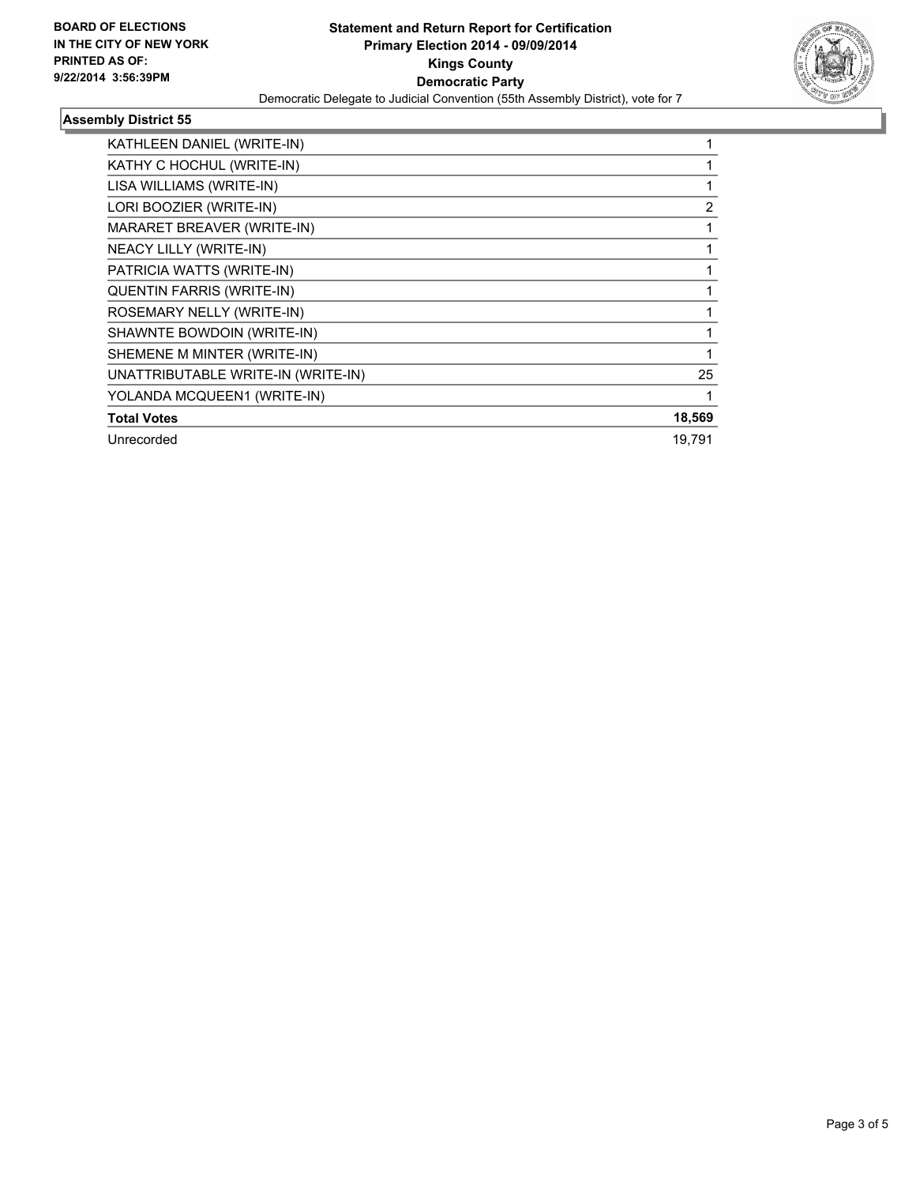**BOARD OF ELECTIONS IN THE CITY OF NEW YORK PRINTED AS OF: 9/22/2014 3:56:39PM**

**Statement and Return Report for Certification**
**Primary Election 2014 - 09/09/2014**
**Kings County**
**Democratic Party**
Democratic Delegate to Judicial Convention (55th Assembly District), vote for 7

## Assembly District 55

| | |
|---|---|
| KATHLEEN DANIEL (WRITE-IN) | 1 |
| KATHY C HOCHUL (WRITE-IN) | 1 |
| LISA WILLIAMS (WRITE-IN) | 1 |
| LORI BOOZIER (WRITE-IN) | 2 |
| MARARET BREAVER (WRITE-IN) | 1 |
| NEACY LILLY (WRITE-IN) | 1 |
| PATRICIA WATTS (WRITE-IN) | 1 |
| QUENTIN FARRIS (WRITE-IN) | 1 |
| ROSEMARY NELLY (WRITE-IN) | 1 |
| SHAWNTE BOWDOIN (WRITE-IN) | 1 |
| SHEMENE M MINTER (WRITE-IN) | 1 |
| UNATTRIBUTABLE WRITE-IN (WRITE-IN) | 25 |
| YOLANDA MCQUEEN1 (WRITE-IN) | 1 |
| **Total Votes** | **18,569** |
| Unrecorded | 19,791 |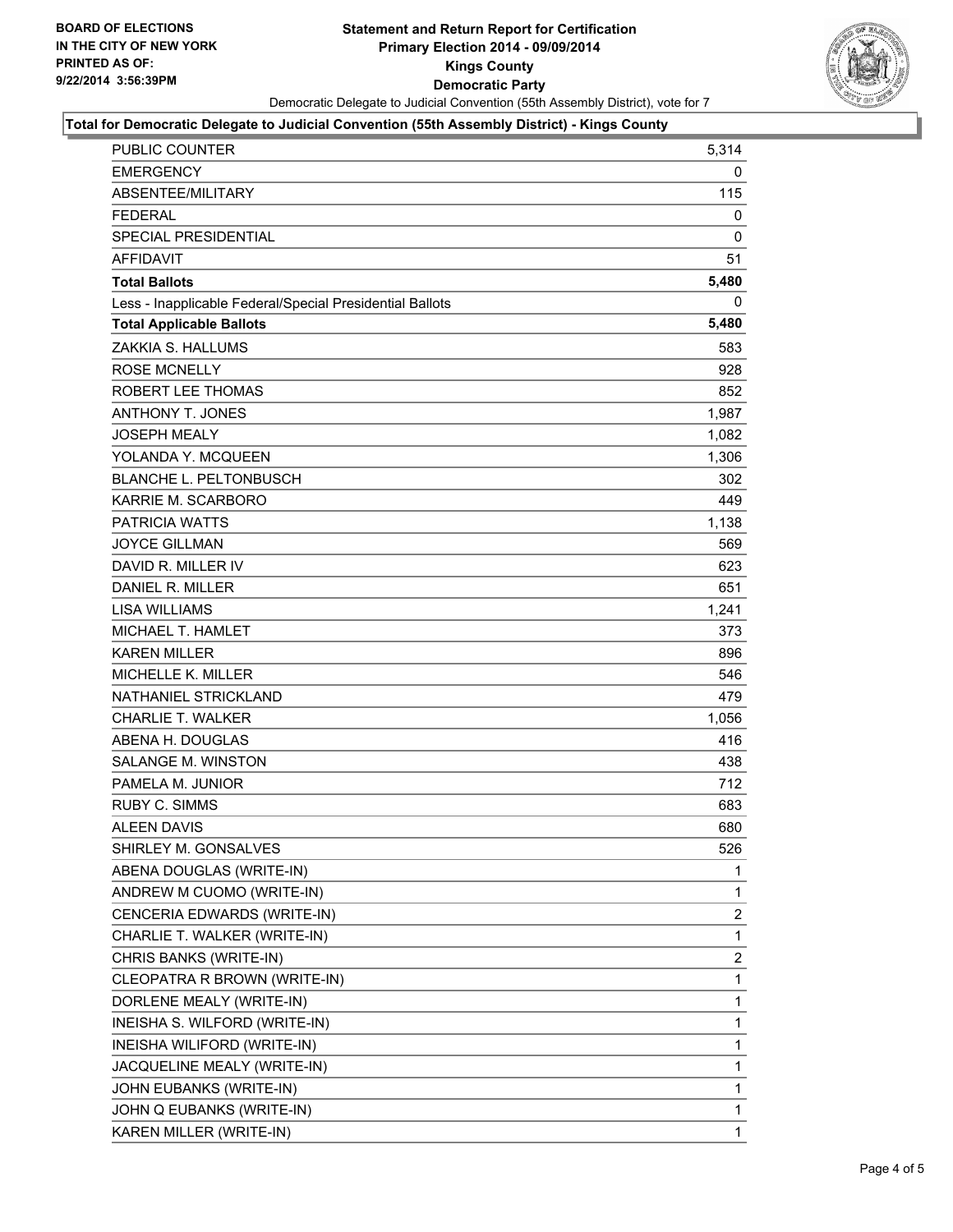**BOARD OF ELECTIONS**
**IN THE CITY OF NEW YORK**
**PRINTED AS OF:**
**9/22/2014 3:56:39PM**

**Statement and Return Report for Certification**
**Primary Election 2014 - 09/09/2014**
**Kings County**
**Democratic Party**
Democratic Delegate to Judicial Convention (55th Assembly District), vote for 7

**Total for Democratic Delegate to Judicial Convention (55th Assembly District) - Kings County**

| | |
|---|---|
| PUBLIC COUNTER | 5,314 |
| EMERGENCY | 0 |
| ABSENTEE/MILITARY | 115 |
| FEDERAL | 0 |
| SPECIAL PRESIDENTIAL | 0 |
| AFFIDAVIT | 51 |
| **Total Ballots** | **5,480** |
| Less - Inapplicable Federal/Special Presidential Ballots | 0 |
| **Total Applicable Ballots** | **5,480** |
| ZAKKIA S. HALLUMS | 583 |
| ROSE MCNELLY | 928 |
| ROBERT LEE THOMAS | 852 |
| ANTHONY T. JONES | 1,987 |
| JOSEPH MEALY | 1,082 |
| YOLANDA Y. MCQUEEN | 1,306 |
| BLANCHE L. PELTONBUSCH | 302 |
| KARRIE M. SCARBORO | 449 |
| PATRICIA WATTS | 1,138 |
| JOYCE GILLMAN | 569 |
| DAVID R. MILLER IV | 623 |
| DANIEL R. MILLER | 651 |
| LISA WILLIAMS | 1,241 |
| MICHAEL T. HAMLET | 373 |
| KAREN MILLER | 896 |
| MICHELLE K. MILLER | 546 |
| NATHANIEL STRICKLAND | 479 |
| CHARLIE T. WALKER | 1,056 |
| ABENA H. DOUGLAS | 416 |
| SALANGE M. WINSTON | 438 |
| PAMELA M. JUNIOR | 712 |
| RUBY C. SIMMS | 683 |
| ALEEN DAVIS | 680 |
| SHIRLEY M. GONSALVES | 526 |
| ABENA DOUGLAS (WRITE-IN) | 1 |
| ANDREW M CUOMO (WRITE-IN) | 1 |
| CENCERIA EDWARDS (WRITE-IN) | 2 |
| CHARLIE T. WALKER (WRITE-IN) | 1 |
| CHRIS BANKS (WRITE-IN) | 2 |
| CLEOPATRA R BROWN (WRITE-IN) | 1 |
| DORLENE MEALY (WRITE-IN) | 1 |
| INEISHA S. WILFORD (WRITE-IN) | 1 |
| INEISHA WILIFORD (WRITE-IN) | 1 |
| JACQUELINE MEALY (WRITE-IN) | 1 |
| JOHN EUBANKS (WRITE-IN) | 1 |
| JOHN Q EUBANKS (WRITE-IN) | 1 |
| KAREN MILLER (WRITE-IN) | 1 |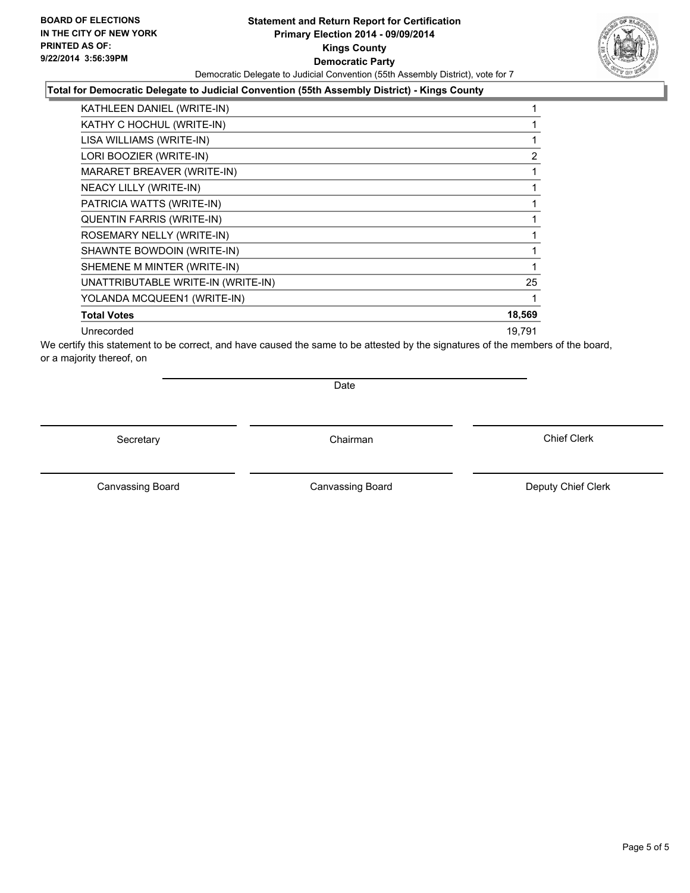BOARD OF ELECTIONS
IN THE CITY OF NEW YORK
PRINTED AS OF:
9/22/2014 3:56:39PM

**Statement and Return Report for Certification**
**Primary Election 2014 - 09/09/2014**
**Kings County**
**Democratic Party**
Democratic Delegate to Judicial Convention (55th Assembly District), vote for 7

**Total for Democratic Delegate to Judicial Convention (55th Assembly District) - Kings County**

| | |
|---|---|
| KATHLEEN DANIEL (WRITE-IN) | 1 |
| KATHY C HOCHUL (WRITE-IN) | 1 |
| LISA WILLIAMS (WRITE-IN) | 1 |
| LORI BOOZIER (WRITE-IN) | 2 |
| MARARET BREAVER (WRITE-IN) | 1 |
| NEACY LILLY (WRITE-IN) | 1 |
| PATRICIA WATTS (WRITE-IN) | 1 |
| QUENTIN FARRIS (WRITE-IN) | 1 |
| ROSEMARY NELLY (WRITE-IN) | 1 |
| SHAWNTE BOWDOIN (WRITE-IN) | 1 |
| SHEMENE M MINTER (WRITE-IN) | 1 |
| UNATTRIBUTABLE WRITE-IN (WRITE-IN) | 25 |
| YOLANDA MCQUEEN1 (WRITE-IN) | 1 |
| **Total Votes** | **18,569** |
| Unrecorded | 19,791 |

We certify this statement to be correct, and have caused the same to be attested by the signatures of the members of the board, or a majority thereof, on

Date

Secretary | Chairman | Chief Clerk

Canvassing Board | Canvassing Board | Deputy Chief Clerk